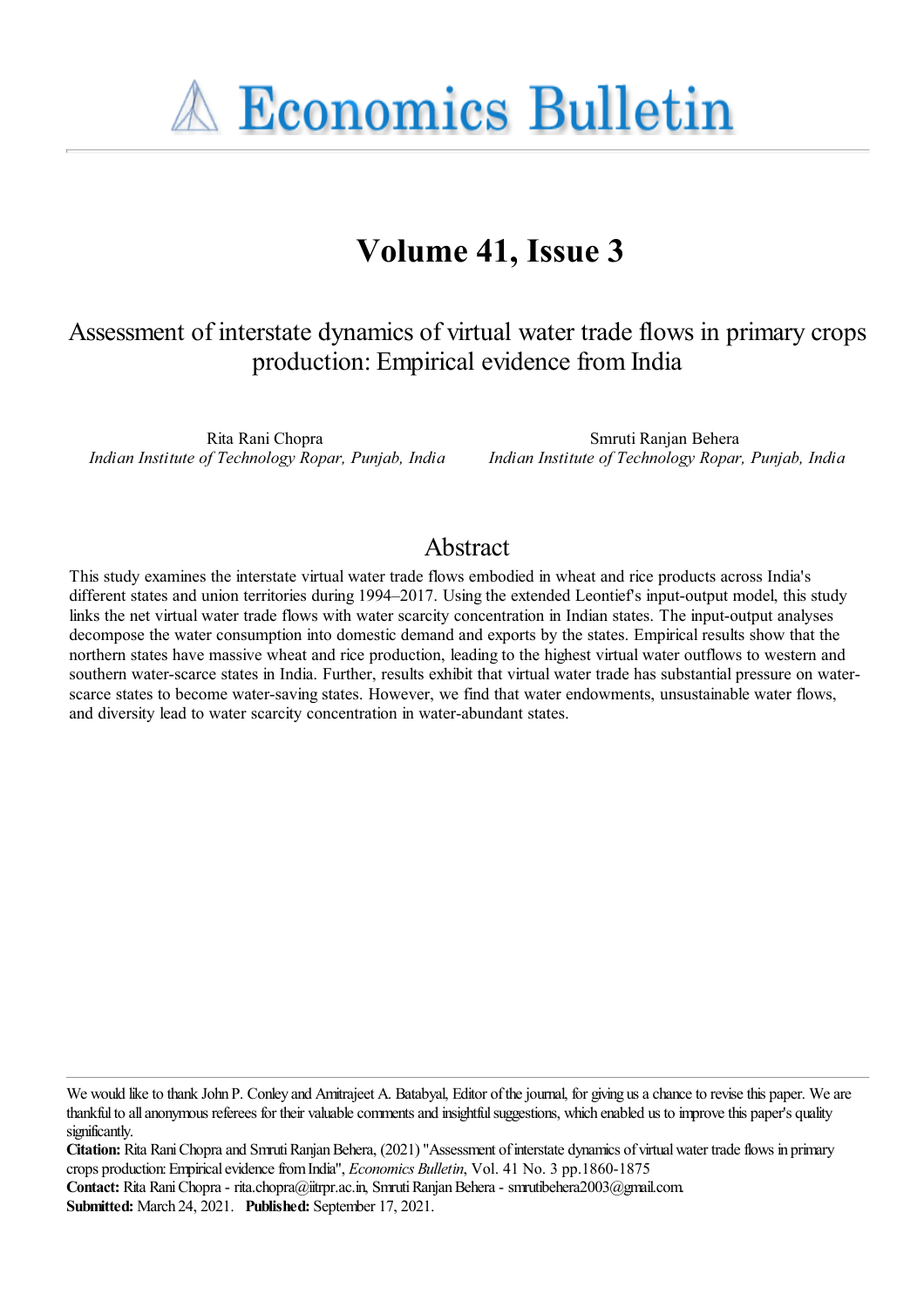# Economics Bulletin

## Volume 41, Issue 3

Assessment of interstate dynamics of virtual water trade flows in primary crops production: Empirical evidence from India

Rita Rani Chopra
*Indian Institute of Technology Ropar, Punjab, India*

Smruti Ranjan Behera
*Indian Institute of Technology Ropar, Punjab, India*

## Abstract

This study examines the interstate virtual water trade flows embodied in wheat and rice products across India's different states and union territories during 1994–2017. Using the extended Leontief's input-output model, this study links the net virtual water trade flows with water scarcity concentration in Indian states. The input-output analyses decompose the water consumption into domestic demand and exports by the states. Empirical results show that the northern states have massive wheat and rice production, leading to the highest virtual water outflows to western and southern water-scarce states in India. Further, results exhibit that virtual water trade has substantial pressure on water-scarce states to become water-saving states. However, we find that water endowments, unsustainable water flows, and diversity lead to water scarcity concentration in water-abundant states.

We would like to thank John P. Conley and Amitrajeet A. Batabyal, Editor of the journal, for giving us a chance to revise this paper. We are thankful to all anonymous referees for their valuable comments and insightful suggestions, which enabled us to improve this paper's quality significantly.

**Citation:** Rita Rani Chopra and Smruti Ranjan Behera, (2021) "Assessment of interstate dynamics of virtual water trade flows in primary crops production: Empirical evidence from India", *Economics Bulletin*, Vol. 41 No. 3 pp.1860-1875

**Contact:** Rita Rani Chopra - rita.chopra@iitrpr.ac.in, Smruti Ranjan Behera - smrutibehera2003@gmail.com.

**Submitted:** March 24, 2021. **Published:** September 17, 2021.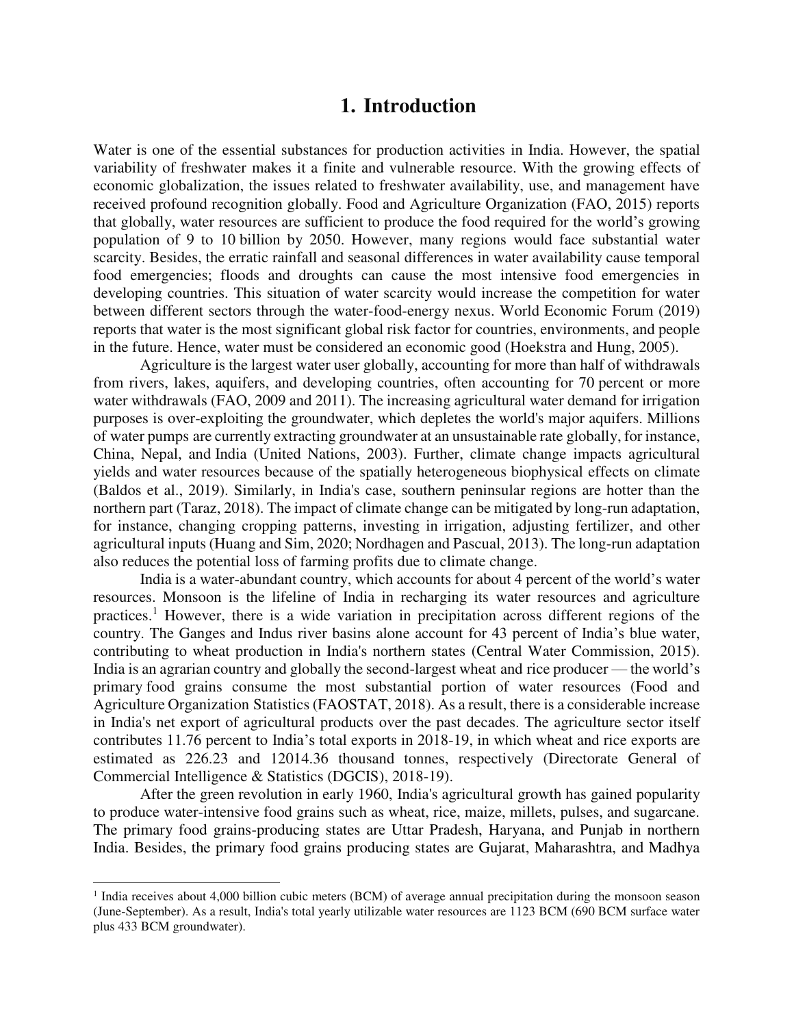# 1. Introduction

Water is one of the essential substances for production activities in India. However, the spatial variability of freshwater makes it a finite and vulnerable resource. With the growing effects of economic globalization, the issues related to freshwater availability, use, and management have received profound recognition globally. Food and Agriculture Organization (FAO, 2015) reports that globally, water resources are sufficient to produce the food required for the world's growing population of 9 to 10 billion by 2050. However, many regions would face substantial water scarcity. Besides, the erratic rainfall and seasonal differences in water availability cause temporal food emergencies; floods and droughts can cause the most intensive food emergencies in developing countries. This situation of water scarcity would increase the competition for water between different sectors through the water-food-energy nexus. World Economic Forum (2019) reports that water is the most significant global risk factor for countries, environments, and people in the future. Hence, water must be considered an economic good (Hoekstra and Hung, 2005).

Agriculture is the largest water user globally, accounting for more than half of withdrawals from rivers, lakes, aquifers, and developing countries, often accounting for 70 percent or more water withdrawals (FAO, 2009 and 2011). The increasing agricultural water demand for irrigation purposes is over-exploiting the groundwater, which depletes the world's major aquifers. Millions of water pumps are currently extracting groundwater at an unsustainable rate globally, for instance, China, Nepal, and India (United Nations, 2003). Further, climate change impacts agricultural yields and water resources because of the spatially heterogeneous biophysical effects on climate (Baldos et al., 2019). Similarly, in India's case, southern peninsular regions are hotter than the northern part (Taraz, 2018). The impact of climate change can be mitigated by long-run adaptation, for instance, changing cropping patterns, investing in irrigation, adjusting fertilizer, and other agricultural inputs (Huang and Sim, 2020; Nordhagen and Pascual, 2013). The long-run adaptation also reduces the potential loss of farming profits due to climate change.

India is a water-abundant country, which accounts for about 4 percent of the world's water resources. Monsoon is the lifeline of India in recharging its water resources and agriculture practices.[1] However, there is a wide variation in precipitation across different regions of the country. The Ganges and Indus river basins alone account for 43 percent of India's blue water, contributing to wheat production in India's northern states (Central Water Commission, 2015). India is an agrarian country and globally the second-largest wheat and rice producer — the world's primary food grains consume the most substantial portion of water resources (Food and Agriculture Organization Statistics (FAOSTAT, 2018). As a result, there is a considerable increase in India's net export of agricultural products over the past decades. The agriculture sector itself contributes 11.76 percent to India's total exports in 2018-19, in which wheat and rice exports are estimated as 226.23 and 12014.36 thousand tonnes, respectively (Directorate General of Commercial Intelligence & Statistics (DGCIS), 2018-19).

After the green revolution in early 1960, India's agricultural growth has gained popularity to produce water-intensive food grains such as wheat, rice, maize, millets, pulses, and sugarcane. The primary food grains-producing states are Uttar Pradesh, Haryana, and Punjab in northern India. Besides, the primary food grains producing states are Gujarat, Maharashtra, and Madhya

[1] India receives about 4,000 billion cubic meters (BCM) of average annual precipitation during the monsoon season (June-September). As a result, India's total yearly utilizable water resources are 1123 BCM (690 BCM surface water plus 433 BCM groundwater).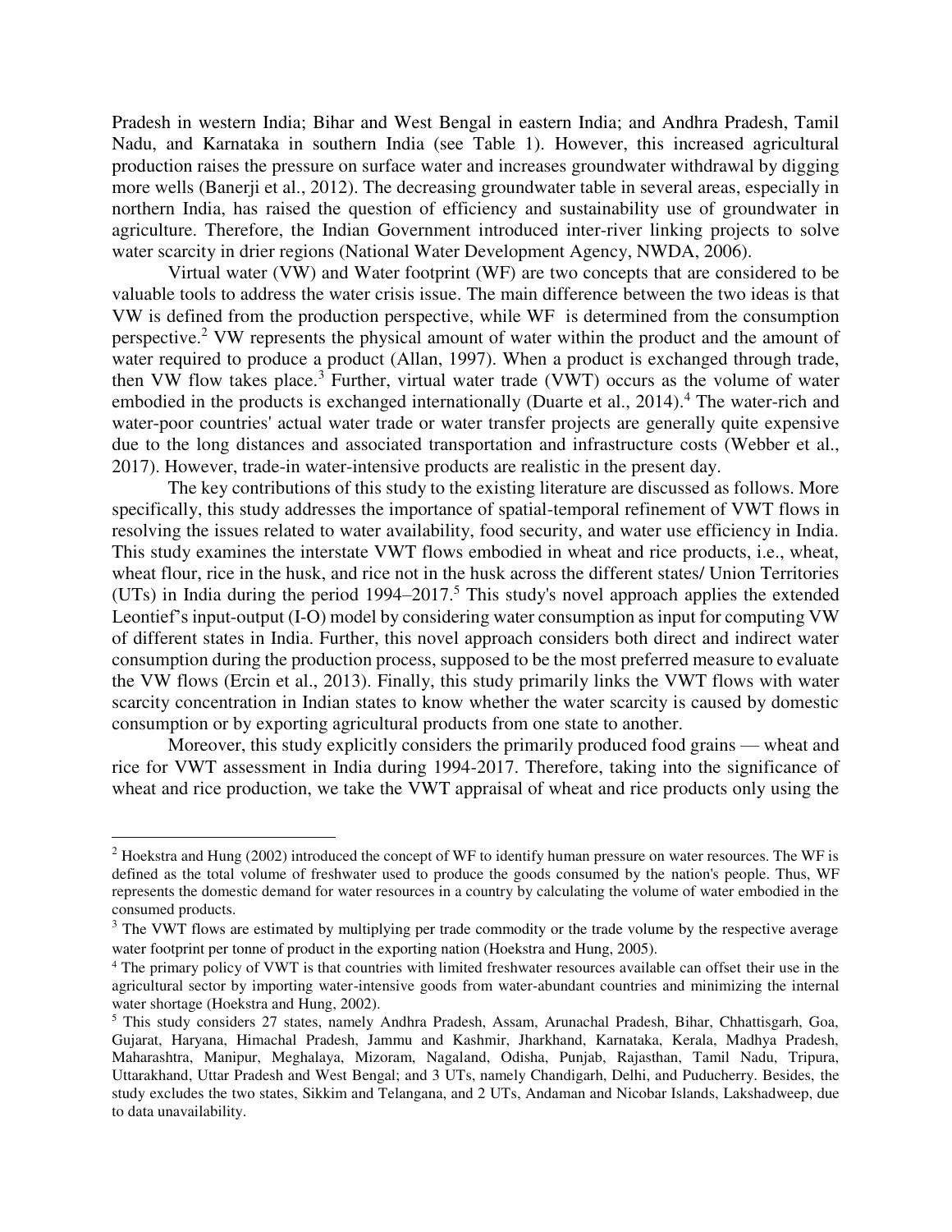Pradesh in western India; Bihar and West Bengal in eastern India; and Andhra Pradesh, Tamil Nadu, and Karnataka in southern India (see Table 1). However, this increased agricultural production raises the pressure on surface water and increases groundwater withdrawal by digging more wells (Banerji et al., 2012). The decreasing groundwater table in several areas, especially in northern India, has raised the question of efficiency and sustainability use of groundwater in agriculture. Therefore, the Indian Government introduced inter-river linking projects to solve water scarcity in drier regions (National Water Development Agency, NWDA, 2006).

Virtual water (VW) and Water footprint (WF) are two concepts that are considered to be valuable tools to address the water crisis issue. The main difference between the two ideas is that VW is defined from the production perspective, while WF is determined from the consumption perspective.[2] VW represents the physical amount of water within the product and the amount of water required to produce a product (Allan, 1997). When a product is exchanged through trade, then VW flow takes place.[3] Further, virtual water trade (VWT) occurs as the volume of water embodied in the products is exchanged internationally (Duarte et al., 2014).[4] The water-rich and water-poor countries' actual water trade or water transfer projects are generally quite expensive due to the long distances and associated transportation and infrastructure costs (Webber et al., 2017). However, trade-in water-intensive products are realistic in the present day.

The key contributions of this study to the existing literature are discussed as follows. More specifically, this study addresses the importance of spatial-temporal refinement of VWT flows in resolving the issues related to water availability, food security, and water use efficiency in India. This study examines the interstate VWT flows embodied in wheat and rice products, i.e., wheat, wheat flour, rice in the husk, and rice not in the husk across the different states/ Union Territories (UTs) in India during the period 1994–2017.[5] This study's novel approach applies the extended Leontief's input-output (I-O) model by considering water consumption as input for computing VW of different states in India. Further, this novel approach considers both direct and indirect water consumption during the production process, supposed to be the most preferred measure to evaluate the VW flows (Ercin et al., 2013). Finally, this study primarily links the VWT flows with water scarcity concentration in Indian states to know whether the water scarcity is caused by domestic consumption or by exporting agricultural products from one state to another.

Moreover, this study explicitly considers the primarily produced food grains — wheat and rice for VWT assessment in India during 1994-2017. Therefore, taking into the significance of wheat and rice production, we take the VWT appraisal of wheat and rice products only using the

---

[2] Hoekstra and Hung (2002) introduced the concept of WF to identify human pressure on water resources. The WF is defined as the total volume of freshwater used to produce the goods consumed by the nation's people. Thus, WF represents the domestic demand for water resources in a country by calculating the volume of water embodied in the consumed products.

[3] The VWT flows are estimated by multiplying per trade commodity or the trade volume by the respective average water footprint per tonne of product in the exporting nation (Hoekstra and Hung, 2005).

[4] The primary policy of VWT is that countries with limited freshwater resources available can offset their use in the agricultural sector by importing water-intensive goods from water-abundant countries and minimizing the internal water shortage (Hoekstra and Hung, 2002).

[5] This study considers 27 states, namely Andhra Pradesh, Assam, Arunachal Pradesh, Bihar, Chhattisgarh, Goa, Gujarat, Haryana, Himachal Pradesh, Jammu and Kashmir, Jharkhand, Karnataka, Kerala, Madhya Pradesh, Maharashtra, Manipur, Meghalaya, Mizoram, Nagaland, Odisha, Punjab, Rajasthan, Tamil Nadu, Tripura, Uttarakhand, Uttar Pradesh and West Bengal; and 3 UTs, namely Chandigarh, Delhi, and Puducherry. Besides, the study excludes the two states, Sikkim and Telangana, and 2 UTs, Andaman and Nicobar Islands, Lakshadweep, due to data unavailability.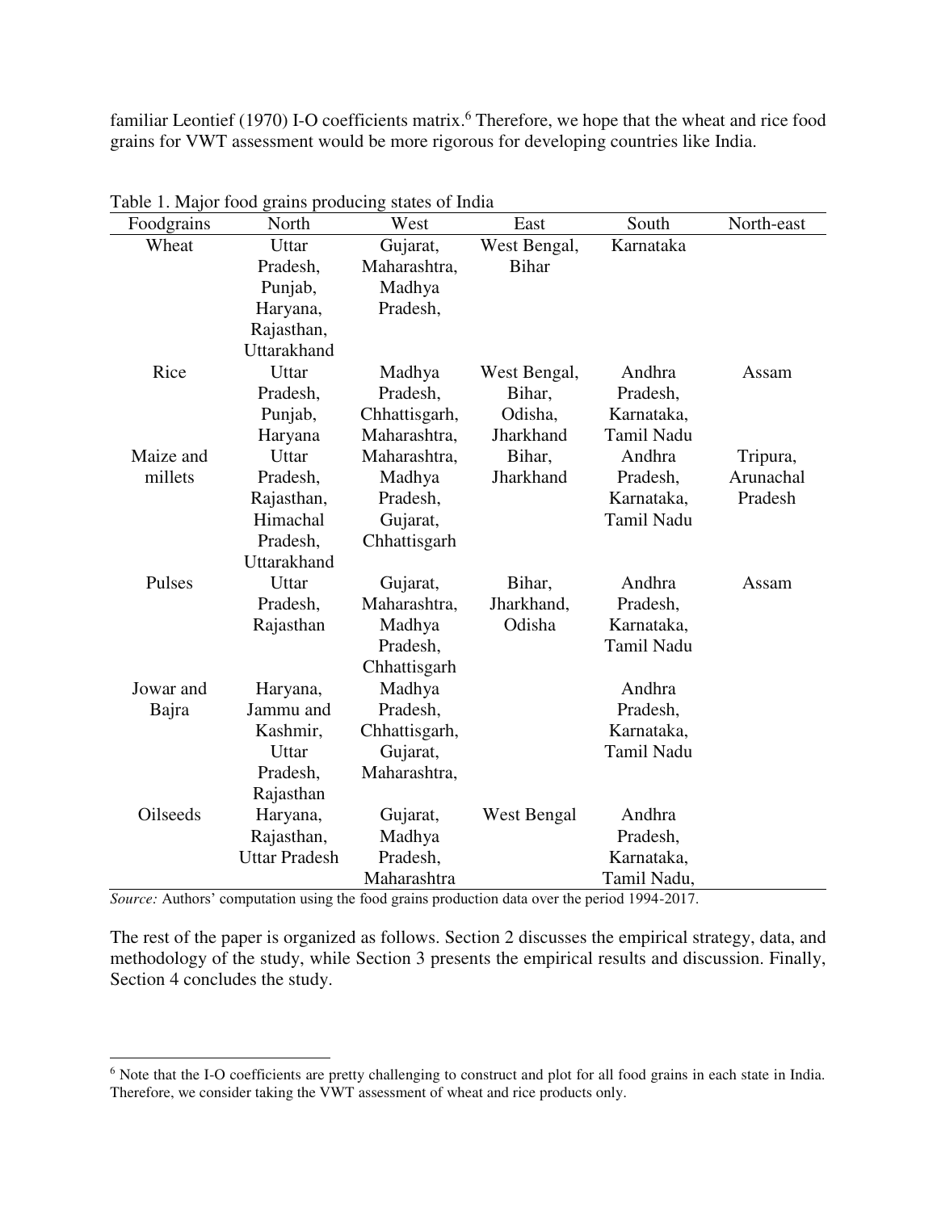familiar Leontief (1970) I-O coefficients matrix.[6] Therefore, we hope that the wheat and rice food grains for VWT assessment would be more rigorous for developing countries like India.

Table 1. Major food grains producing states of India

| Foodgrains | North | West | East | South | North-east |
|---|---|---|---|---|---|
| Wheat | Uttar Pradesh, Punjab, Haryana, Rajasthan, Uttarakhand | Gujarat, Maharashtra, Madhya Pradesh, | West Bengal, Bihar | Karnataka | |
| Rice | Uttar Pradesh, Punjab, Haryana | Madhya Pradesh, Chhattisgarh, Maharashtra, | West Bengal, Bihar, Odisha, Jharkhand | Andhra Pradesh, Karnataka, Tamil Nadu | Assam |
| Maize and millets | Uttar Pradesh, Rajasthan, Himachal Pradesh, Uttarakhand | Maharashtra, Madhya Pradesh, Gujarat, Chhattisgarh | Bihar, Jharkhand | Andhra Pradesh, Karnataka, Tamil Nadu | Tripura, Arunachal Pradesh |
| Pulses | Uttar Pradesh, Rajasthan | Gujarat, Maharashtra, Madhya Pradesh, Chhattisgarh | Bihar, Jharkhand, Odisha | Andhra Pradesh, Karnataka, Tamil Nadu | Assam |
| Jowar and Bajra | Haryana, Jammu and Kashmir, Uttar Pradesh, Rajasthan | Madhya Pradesh, Chhattisgarh, Gujarat, Maharashtra, | | Andhra Pradesh, Karnataka, Tamil Nadu | |
| Oilseeds | Haryana, Rajasthan, Uttar Pradesh | Gujarat, Madhya Pradesh, Maharashtra | West Bengal | Andhra Pradesh, Karnataka, Tamil Nadu, | |

*Source:* Authors' computation using the food grains production data over the period 1994-2017.

The rest of the paper is organized as follows. Section 2 discusses the empirical strategy, data, and methodology of the study, while Section 3 presents the empirical results and discussion. Finally, Section 4 concludes the study.

[6] Note that the I-O coefficients are pretty challenging to construct and plot for all food grains in each state in India. Therefore, we consider taking the VWT assessment of wheat and rice products only.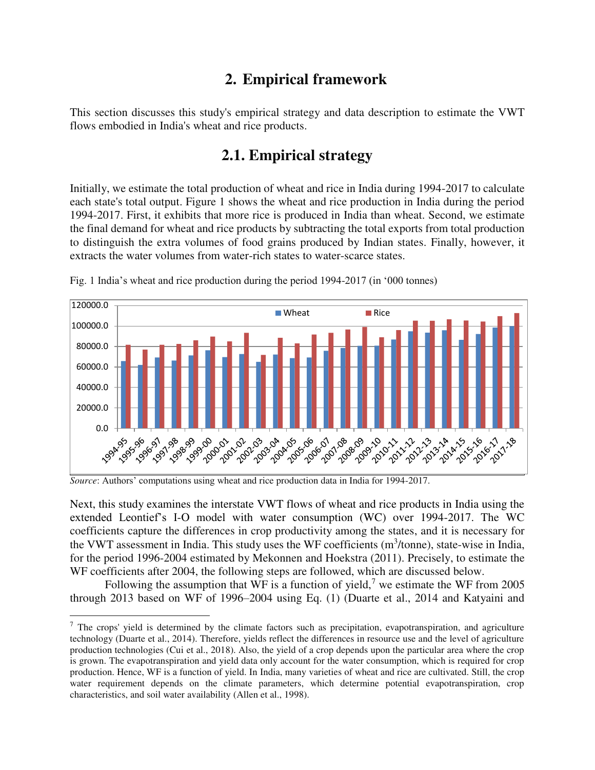## 2. Empirical framework

This section discusses this study's empirical strategy and data description to estimate the VWT flows embodied in India's wheat and rice products.

## 2.1. Empirical strategy

Initially, we estimate the total production of wheat and rice in India during 1994-2017 to calculate each state's total output. Figure 1 shows the wheat and rice production in India during the period 1994-2017. First, it exhibits that more rice is produced in India than wheat. Second, we estimate the final demand for wheat and rice products by subtracting the total exports from total production to distinguish the extra volumes of food grains produced by Indian states. Finally, however, it extracts the water volumes from water-rich states to water-scarce states.

Fig. 1 India's wheat and rice production during the period 1994-2017 (in '000 tonnes)

*Source*: Authors' computations using wheat and rice production data in India for 1994-2017.

Next, this study examines the interstate VWT flows of wheat and rice products in India using the extended Leontief's I-O model with water consumption (WC) over 1994-2017. The WC coefficients capture the differences in crop productivity among the states, and it is necessary for the VWT assessment in India. This study uses the WF coefficients ($m^3$/tonne), state-wise in India, for the period 1996-2004 estimated by Mekonnen and Hoekstra (2011). Precisely, to estimate the WF coefficients after 2004, the following steps are followed, which are discussed below.

Following the assumption that WF is a function of yield,[7] we estimate the WF from 2005 through 2013 based on WF of 1996–2004 using Eq. (1) (Duarte et al., 2014 and Katyaini and

[7] The crops' yield is determined by the climate factors such as precipitation, evapotranspiration, and agriculture technology (Duarte et al., 2014). Therefore, yields reflect the differences in resource use and the level of agriculture production technologies (Cui et al., 2018). Also, the yield of a crop depends upon the particular area where the crop is grown. The evapotranspiration and yield data only account for the water consumption, which is required for crop production. Hence, WF is a function of yield. In India, many varieties of wheat and rice are cultivated. Still, the crop water requirement depends on the climate parameters, which determine potential evapotranspiration, crop characteristics, and soil water availability (Allen et al., 1998).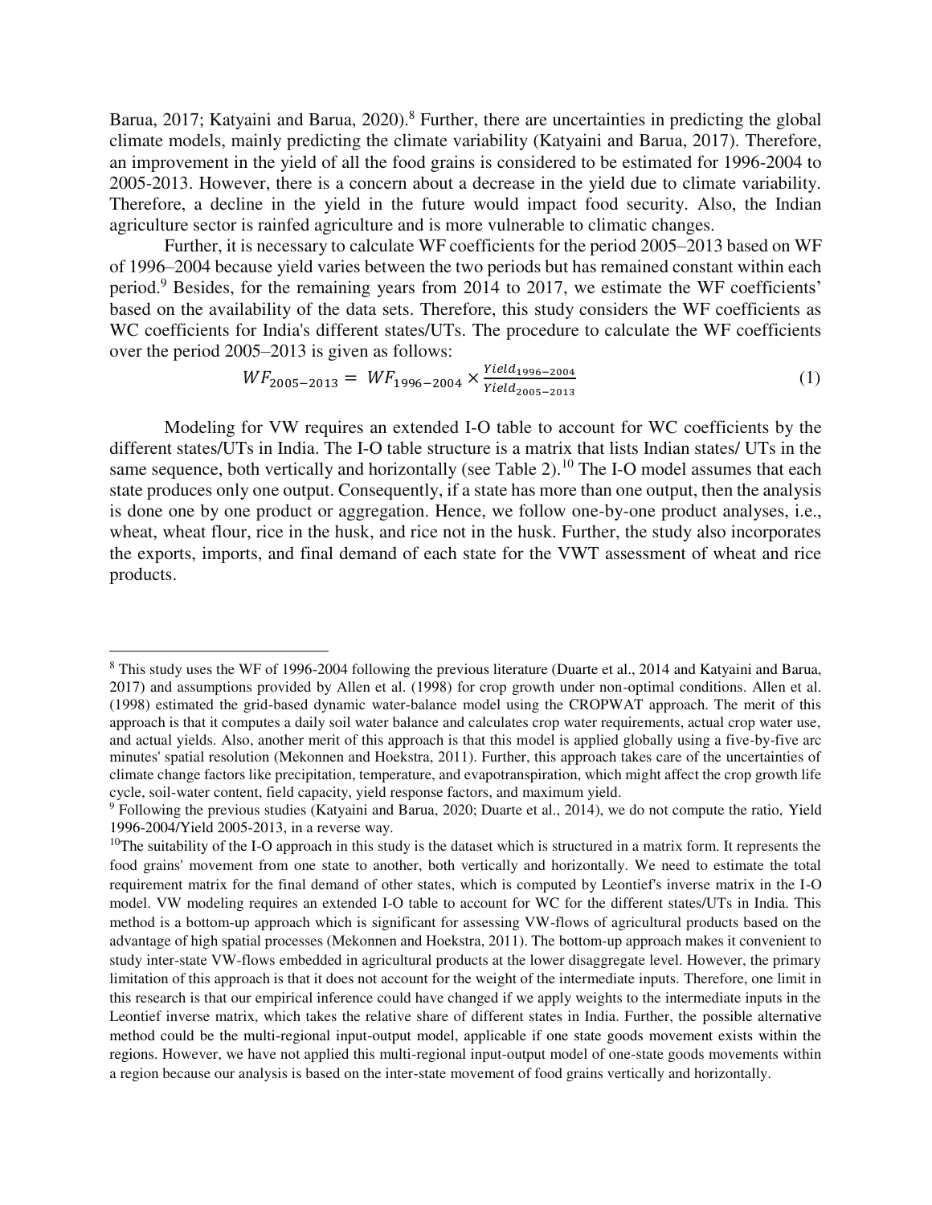Barua, 2017; Katyaini and Barua, 2020).[8] Further, there are uncertainties in predicting the global climate models, mainly predicting the climate variability (Katyaini and Barua, 2017). Therefore, an improvement in the yield of all the food grains is considered to be estimated for 1996-2004 to 2005-2013. However, there is a concern about a decrease in the yield due to climate variability. Therefore, a decline in the yield in the future would impact food security. Also, the Indian agriculture sector is rainfed agriculture and is more vulnerable to climatic changes.

Further, it is necessary to calculate WF coefficients for the period 2005–2013 based on WF of 1996–2004 because yield varies between the two periods but has remained constant within each period.[9] Besides, for the remaining years from 2014 to 2017, we estimate the WF coefficients' based on the availability of the data sets. Therefore, this study considers the WF coefficients as WC coefficients for India's different states/UTs. The procedure to calculate the WF coefficients over the period 2005–2013 is given as follows:

$$WF_{2005-2013} = WF_{1996-2004} \times \frac{Yield_{1996-2004}}{Yield_{2005-2013}} \tag{1}$$

Modeling for VW requires an extended I-O table to account for WC coefficients by the different states/UTs in India. The I-O table structure is a matrix that lists Indian states/ UTs in the same sequence, both vertically and horizontally (see Table 2).[10] The I-O model assumes that each state produces only one output. Consequently, if a state has more than one output, then the analysis is done one by one product or aggregation. Hence, we follow one-by-one product analyses, i.e., wheat, wheat flour, rice in the husk, and rice not in the husk. Further, the study also incorporates the exports, imports, and final demand of each state for the VWT assessment of wheat and rice products.

---

[8] This study uses the WF of 1996-2004 following the previous literature (Duarte et al., 2014 and Katyaini and Barua, 2017) and assumptions provided by Allen et al. (1998) for crop growth under non-optimal conditions. Allen et al. (1998) estimated the grid-based dynamic water-balance model using the CROPWAT approach. The merit of this approach is that it computes a daily soil water balance and calculates crop water requirements, actual crop water use, and actual yields. Also, another merit of this approach is that this model is applied globally using a five-by-five arc minutes' spatial resolution (Mekonnen and Hoekstra, 2011). Further, this approach takes care of the uncertainties of climate change factors like precipitation, temperature, and evapotranspiration, which might affect the crop growth life cycle, soil-water content, field capacity, yield response factors, and maximum yield.

[9] Following the previous studies (Katyaini and Barua, 2020; Duarte et al., 2014), we do not compute the ratio, Yield 1996-2004/Yield 2005-2013, in a reverse way.

[10] The suitability of the I-O approach in this study is the dataset which is structured in a matrix form. It represents the food grains' movement from one state to another, both vertically and horizontally. We need to estimate the total requirement matrix for the final demand of other states, which is computed by Leontief's inverse matrix in the I-O model. VW modeling requires an extended I-O table to account for WC for the different states/UTs in India. This method is a bottom-up approach which is significant for assessing VW-flows of agricultural products based on the advantage of high spatial processes (Mekonnen and Hoekstra, 2011). The bottom-up approach makes it convenient to study inter-state VW-flows embedded in agricultural products at the lower disaggregate level. However, the primary limitation of this approach is that it does not account for the weight of the intermediate inputs. Therefore, one limit in this research is that our empirical inference could have changed if we apply weights to the intermediate inputs in the Leontief inverse matrix, which takes the relative share of different states in India. Further, the possible alternative method could be the multi-regional input-output model, applicable if one state goods movement exists within the regions. However, we have not applied this multi-regional input-output model of one-state goods movements within a region because our analysis is based on the inter-state movement of food grains vertically and horizontally.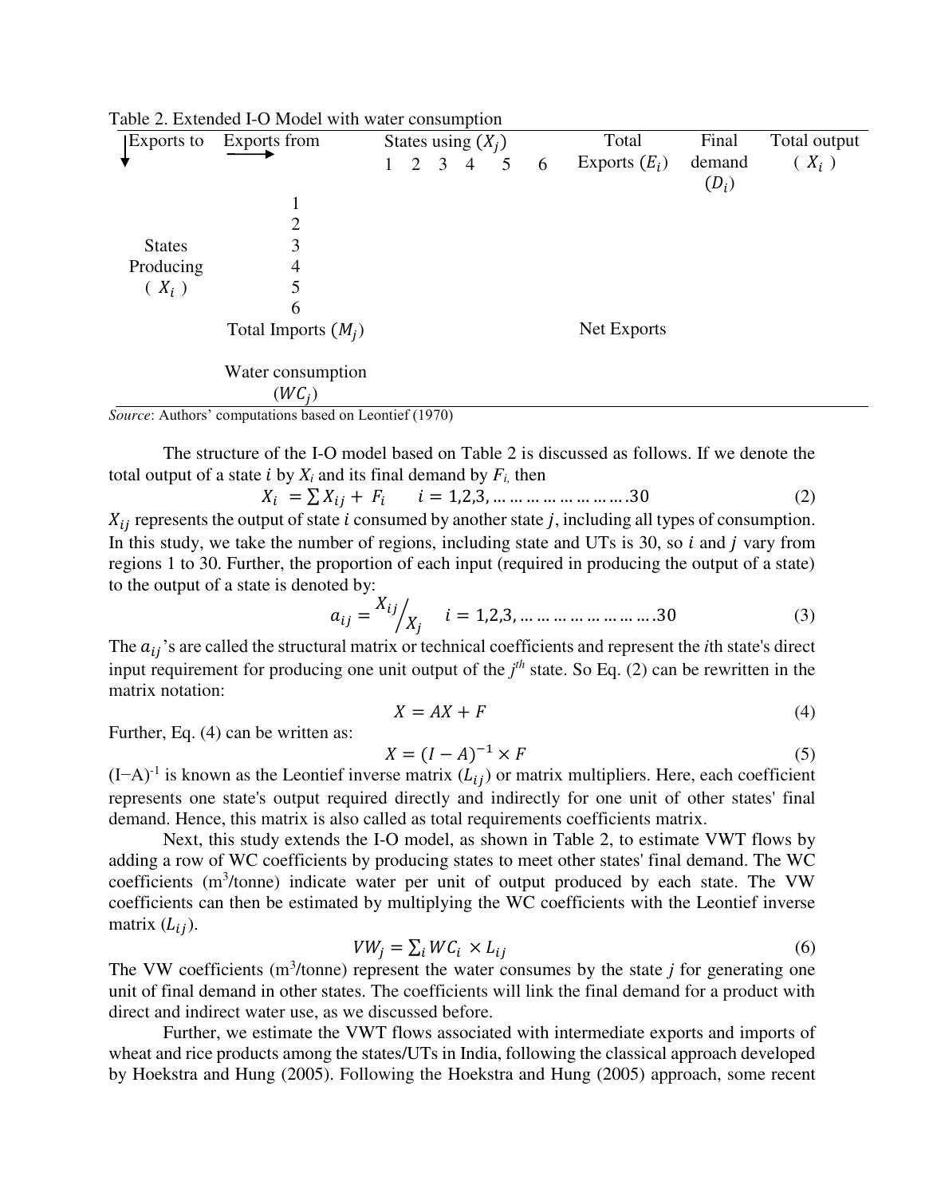Table 2. Extended I-O Model with water consumption

| ↓Exports to | Exports from ⟶ | States using ($X_j$) | | | | | | Total Exports ($E_i$) | Final demand ($D_i$) | Total output ( $X_i$ ) |
|---|---|---|---|---|---|---|---|---|---|---|
| | | 1 | 2 | 3 | 4 | 5 | 6 | | | |
| | 1 | | | | | | | | | |
| | 2 | | | | | | | | | |
| States Producing ( $X_i$ ) | 3 | | | | | | | | | |
| | 4 | | | | | | | | | |
| | 5 | | | | | | | | | |
| | 6 | | | | | | | | | |
| | Total Imports ($M_j$) | | | | | | | Net Exports | | |
| | Water consumption ($WC_j$) | | | | | | | | | |

*Source*: Authors' computations based on Leontief (1970)

The structure of the I-O model based on Table 2 is discussed as follows. If we denote the total output of a state $i$ by $X_i$ and its final demand by $F_i$, then

$$X_i = \sum X_{ij} + F_i \qquad i = 1,2,3,\ldots\ldots\ldots\ldots\ldots\ldots.30 \tag{2}$$

$X_{ij}$ represents the output of state $i$ consumed by another state $j$, including all types of consumption. In this study, we take the number of regions, including state and UTs is 30, so $i$ and $j$ vary from regions 1 to 30. Further, the proportion of each input (required in producing the output of a state) to the output of a state is denoted by:

$$a_{ij} = {}^{X_{ij}}\!\big/_{X_j} \qquad i = 1,2,3,\ldots\ldots\ldots\ldots\ldots\ldots\ldots.30 \tag{3}$$

The $a_{ij}$'s are called the structural matrix or technical coefficients and represent the *i*th state's direct input requirement for producing one unit output of the $j^{th}$ state. So Eq. (2) can be rewritten in the matrix notation:

$$X = AX + F \tag{4}$$

Further, Eq. (4) can be written as:

$$X = (I - A)^{-1} \times F \tag{5}$$

$(I-A)^{-1}$ is known as the Leontief inverse matrix ($L_{ij}$) or matrix multipliers. Here, each coefficient represents one state's output required directly and indirectly for one unit of other states' final demand. Hence, this matrix is also called as total requirements coefficients matrix.

Next, this study extends the I-O model, as shown in Table 2, to estimate VWT flows by adding a row of WC coefficients by producing states to meet other states' final demand. The WC coefficients ($m^3$/tonne) indicate water per unit of output produced by each state. The VW coefficients can then be estimated by multiplying the WC coefficients with the Leontief inverse matrix ($L_{ij}$).

$$VW_j = \sum_i WC_i \times L_{ij} \tag{6}$$

The VW coefficients ($m^3$/tonne) represent the water consumes by the state *j* for generating one unit of final demand in other states. The coefficients will link the final demand for a product with direct and indirect water use, as we discussed before.

Further, we estimate the VWT flows associated with intermediate exports and imports of wheat and rice products among the states/UTs in India, following the classical approach developed by Hoekstra and Hung (2005). Following the Hoekstra and Hung (2005) approach, some recent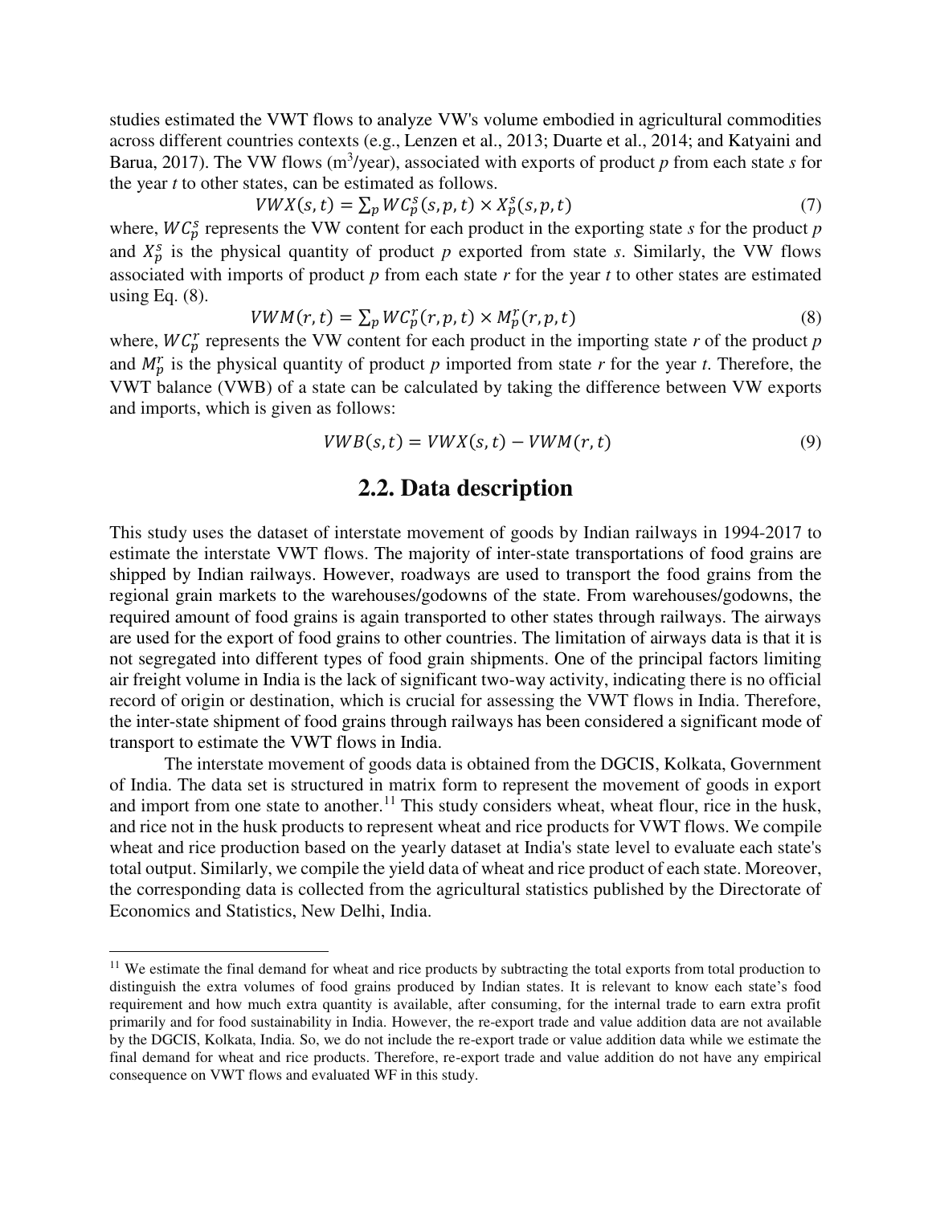studies estimated the VWT flows to analyze VW's volume embodied in agricultural commodities across different countries contexts (e.g., Lenzen et al., 2013; Duarte et al., 2014; and Katyaini and Barua, 2017). The VW flows ($m^3$/year), associated with exports of product *p* from each state *s* for the year *t* to other states, can be estimated as follows.

$$VWX(s,t) = \sum_p WC_p^s(s,p,t) \times X_p^s(s,p,t) \tag{7}$$

where, $WC_p^s$ represents the VW content for each product in the exporting state *s* for the product *p* and $X_p^s$ is the physical quantity of product *p* exported from state *s*. Similarly, the VW flows associated with imports of product *p* from each state *r* for the year *t* to other states are estimated using Eq. (8).

$$VWM(r,t) = \sum_p WC_p^r(r,p,t) \times M_p^r(r,p,t) \tag{8}$$

where, $WC_p^r$ represents the VW content for each product in the importing state *r* of the product *p* and $M_p^r$ is the physical quantity of product *p* imported from state *r* for the year *t*. Therefore, the VWT balance (VWB) of a state can be calculated by taking the difference between VW exports and imports, which is given as follows:

$$VWB(s,t) = VWX(s,t) - VWM(r,t) \tag{9}$$

## 2.2. Data description

This study uses the dataset of interstate movement of goods by Indian railways in 1994-2017 to estimate the interstate VWT flows. The majority of inter-state transportations of food grains are shipped by Indian railways. However, roadways are used to transport the food grains from the regional grain markets to the warehouses/godowns of the state. From warehouses/godowns, the required amount of food grains is again transported to other states through railways. The airways are used for the export of food grains to other countries. The limitation of airways data is that it is not segregated into different types of food grain shipments. One of the principal factors limiting air freight volume in India is the lack of significant two-way activity, indicating there is no official record of origin or destination, which is crucial for assessing the VWT flows in India. Therefore, the inter-state shipment of food grains through railways has been considered a significant mode of transport to estimate the VWT flows in India.

The interstate movement of goods data is obtained from the DGCIS, Kolkata, Government of India. The data set is structured in matrix form to represent the movement of goods in export and import from one state to another.[11] This study considers wheat, wheat flour, rice in the husk, and rice not in the husk products to represent wheat and rice products for VWT flows. We compile wheat and rice production based on the yearly dataset at India's state level to evaluate each state's total output. Similarly, we compile the yield data of wheat and rice product of each state. Moreover, the corresponding data is collected from the agricultural statistics published by the Directorate of Economics and Statistics, New Delhi, India.

[11] We estimate the final demand for wheat and rice products by subtracting the total exports from total production to distinguish the extra volumes of food grains produced by Indian states. It is relevant to know each state's food requirement and how much extra quantity is available, after consuming, for the internal trade to earn extra profit primarily and for food sustainability in India. However, the re-export trade and value addition data are not available by the DGCIS, Kolkata, India. So, we do not include the re-export trade or value addition data while we estimate the final demand for wheat and rice products. Therefore, re-export trade and value addition do not have any empirical consequence on VWT flows and evaluated WF in this study.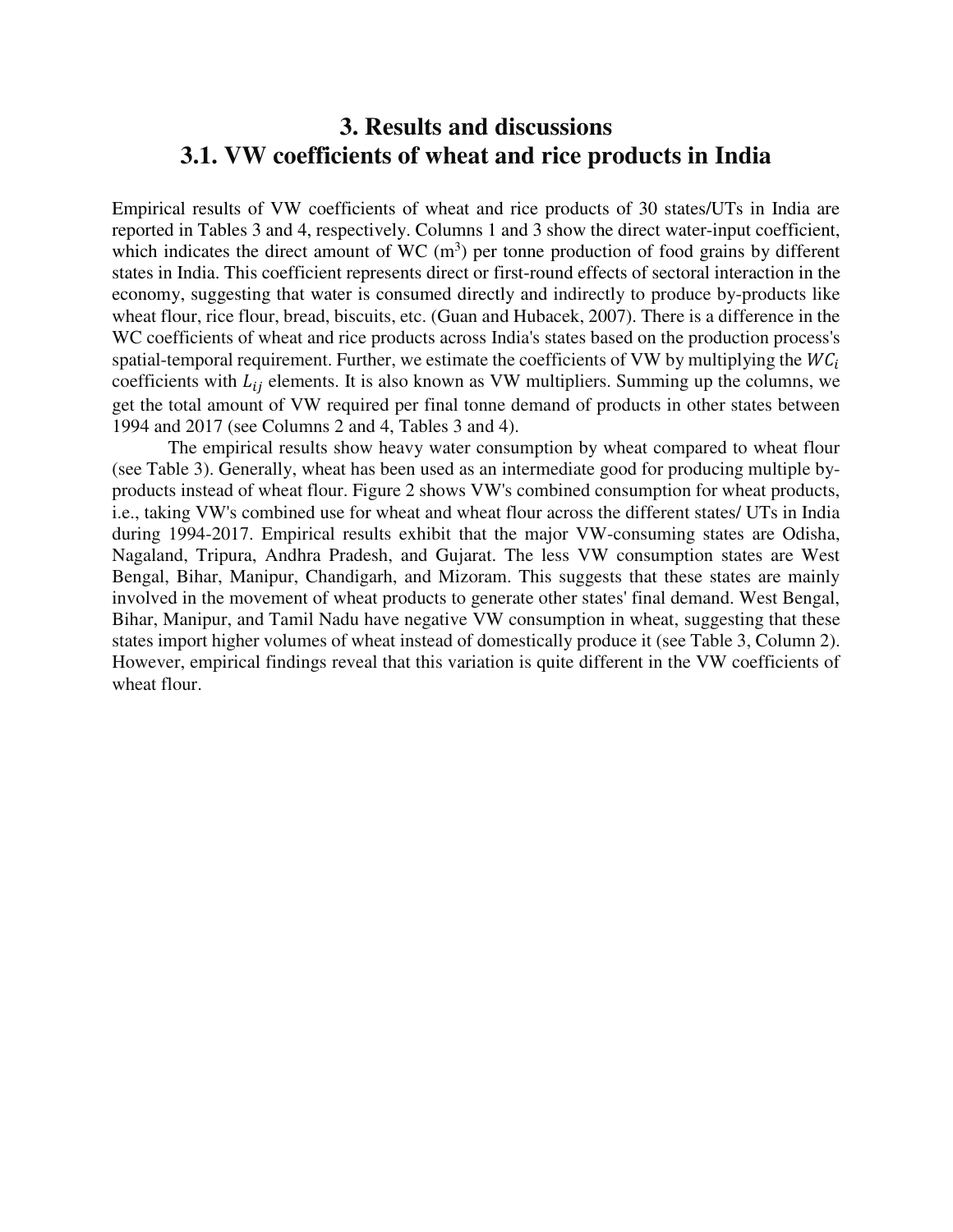# 3. Results and discussions

## 3.1. VW coefficients of wheat and rice products in India

Empirical results of VW coefficients of wheat and rice products of 30 states/UTs in India are reported in Tables 3 and 4, respectively. Columns 1 and 3 show the direct water-input coefficient, which indicates the direct amount of WC ($m^3$) per tonne production of food grains by different states in India. This coefficient represents direct or first-round effects of sectoral interaction in the economy, suggesting that water is consumed directly and indirectly to produce by-products like wheat flour, rice flour, bread, biscuits, etc. (Guan and Hubacek, 2007). There is a difference in the WC coefficients of wheat and rice products across India's states based on the production process's spatial-temporal requirement. Further, we estimate the coefficients of VW by multiplying the $WC_i$ coefficients with $L_{ij}$ elements. It is also known as VW multipliers. Summing up the columns, we get the total amount of VW required per final tonne demand of products in other states between 1994 and 2017 (see Columns 2 and 4, Tables 3 and 4).

The empirical results show heavy water consumption by wheat compared to wheat flour (see Table 3). Generally, wheat has been used as an intermediate good for producing multiple by-products instead of wheat flour. Figure 2 shows VW's combined consumption for wheat products, i.e., taking VW's combined use for wheat and wheat flour across the different states/ UTs in India during 1994-2017. Empirical results exhibit that the major VW-consuming states are Odisha, Nagaland, Tripura, Andhra Pradesh, and Gujarat. The less VW consumption states are West Bengal, Bihar, Manipur, Chandigarh, and Mizoram. This suggests that these states are mainly involved in the movement of wheat products to generate other states' final demand. West Bengal, Bihar, Manipur, and Tamil Nadu have negative VW consumption in wheat, suggesting that these states import higher volumes of wheat instead of domestically produce it (see Table 3, Column 2). However, empirical findings reveal that this variation is quite different in the VW coefficients of wheat flour.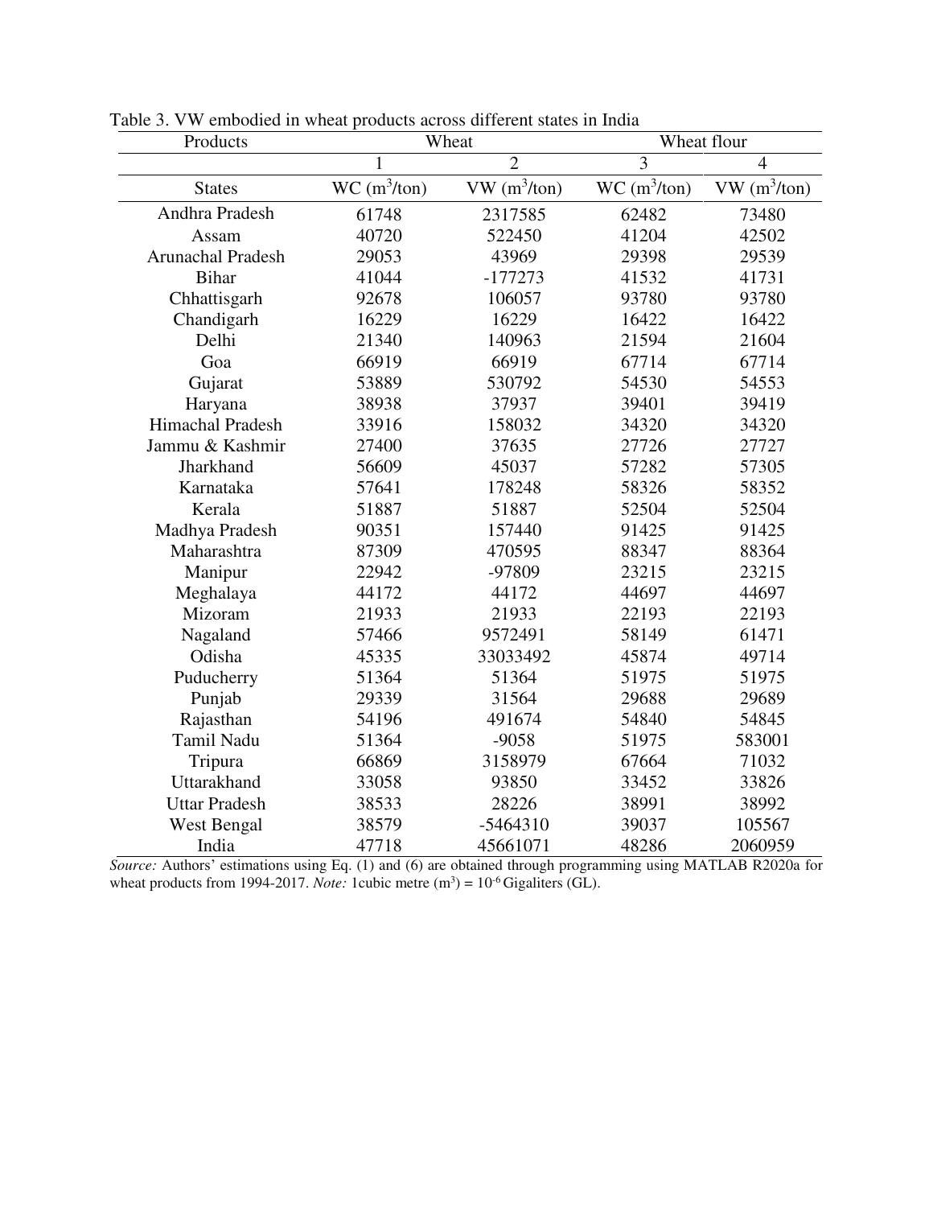Table 3. VW embodied in wheat products across different states in India

| Products | Wheat | | Wheat flour | |
|---|---|---|---|---|
| | 1 | 2 | 3 | 4 |
| States | WC ($m^3$/ton) | VW ($m^3$/ton) | WC ($m^3$/ton) | VW ($m^3$/ton) |
| Andhra Pradesh | 61748 | 2317585 | 62482 | 73480 |
| Assam | 40720 | 522450 | 41204 | 42502 |
| Arunachal Pradesh | 29053 | 43969 | 29398 | 29539 |
| Bihar | 41044 | -177273 | 41532 | 41731 |
| Chhattisgarh | 92678 | 106057 | 93780 | 93780 |
| Chandigarh | 16229 | 16229 | 16422 | 16422 |
| Delhi | 21340 | 140963 | 21594 | 21604 |
| Goa | 66919 | 66919 | 67714 | 67714 |
| Gujarat | 53889 | 530792 | 54530 | 54553 |
| Haryana | 38938 | 37937 | 39401 | 39419 |
| Himachal Pradesh | 33916 | 158032 | 34320 | 34320 |
| Jammu & Kashmir | 27400 | 37635 | 27726 | 27727 |
| Jharkhand | 56609 | 45037 | 57282 | 57305 |
| Karnataka | 57641 | 178248 | 58326 | 58352 |
| Kerala | 51887 | 51887 | 52504 | 52504 |
| Madhya Pradesh | 90351 | 157440 | 91425 | 91425 |
| Maharashtra | 87309 | 470595 | 88347 | 88364 |
| Manipur | 22942 | -97809 | 23215 | 23215 |
| Meghalaya | 44172 | 44172 | 44697 | 44697 |
| Mizoram | 21933 | 21933 | 22193 | 22193 |
| Nagaland | 57466 | 9572491 | 58149 | 61471 |
| Odisha | 45335 | 33033492 | 45874 | 49714 |
| Puducherry | 51364 | 51364 | 51975 | 51975 |
| Punjab | 29339 | 31564 | 29688 | 29689 |
| Rajasthan | 54196 | 491674 | 54840 | 54845 |
| Tamil Nadu | 51364 | -9058 | 51975 | 583001 |
| Tripura | 66869 | 3158979 | 67664 | 71032 |
| Uttarakhand | 33058 | 93850 | 33452 | 33826 |
| Uttar Pradesh | 38533 | 28226 | 38991 | 38992 |
| West Bengal | 38579 | -5464310 | 39037 | 105567 |
| India | 47718 | 45661071 | 48286 | 2060959 |

*Source:* Authors' estimations using Eq. (1) and (6) are obtained through programming using MATLAB R2020a for wheat products from 1994-2017. *Note:* 1cubic metre ($m^3$) = $10^{-6}$ Gigaliters (GL).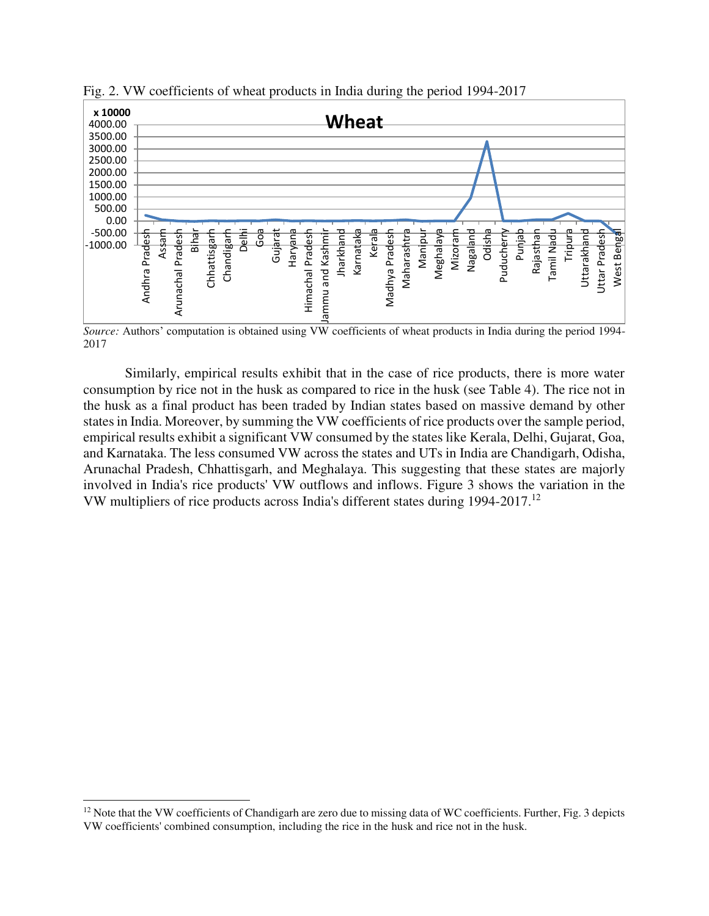Fig. 2. VW coefficients of wheat products in India during the period 1994-2017

*Source:* Authors' computation is obtained using VW coefficients of wheat products in India during the period 1994-2017

Similarly, empirical results exhibit that in the case of rice products, there is more water consumption by rice not in the husk as compared to rice in the husk (see Table 4). The rice not in the husk as a final product has been traded by Indian states based on massive demand by other states in India. Moreover, by summing the VW coefficients of rice products over the sample period, empirical results exhibit a significant VW consumed by the states like Kerala, Delhi, Gujarat, Goa, and Karnataka. The less consumed VW across the states and UTs in India are Chandigarh, Odisha, Arunachal Pradesh, Chhattisgarh, and Meghalaya. This suggesting that these states are majorly involved in India's rice products' VW outflows and inflows. Figure 3 shows the variation in the VW multipliers of rice products across India's different states during 1994-2017.[12]

[12] Note that the VW coefficients of Chandigarh are zero due to missing data of WC coefficients. Further, Fig. 3 depicts VW coefficients' combined consumption, including the rice in the husk and rice not in the husk.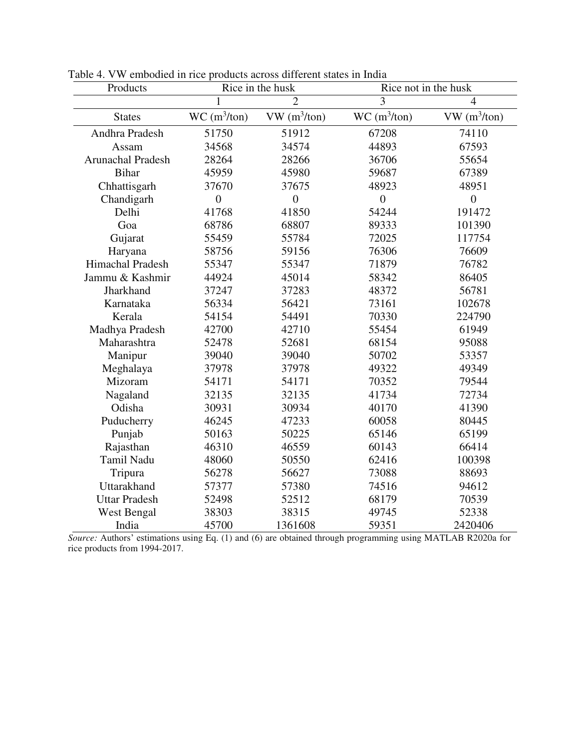Table 4. VW embodied in rice products across different states in India

| Products | Rice in the husk | | Rice not in the husk | |
|---|---|---|---|---|
| | 1 | 2 | 3 | 4 |
| States | WC ($m^3$/ton) | VW ($m^3$/ton) | WC ($m^3$/ton) | VW ($m^3$/ton) |
| Andhra Pradesh | 51750 | 51912 | 67208 | 74110 |
| Assam | 34568 | 34574 | 44893 | 67593 |
| Arunachal Pradesh | 28264 | 28266 | 36706 | 55654 |
| Bihar | 45959 | 45980 | 59687 | 67389 |
| Chhattisgarh | 37670 | 37675 | 48923 | 48951 |
| Chandigarh | 0 | 0 | 0 | 0 |
| Delhi | 41768 | 41850 | 54244 | 191472 |
| Goa | 68786 | 68807 | 89333 | 101390 |
| Gujarat | 55459 | 55784 | 72025 | 117754 |
| Haryana | 58756 | 59156 | 76306 | 76609 |
| Himachal Pradesh | 55347 | 55347 | 71879 | 76782 |
| Jammu & Kashmir | 44924 | 45014 | 58342 | 86405 |
| Jharkhand | 37247 | 37283 | 48372 | 56781 |
| Karnataka | 56334 | 56421 | 73161 | 102678 |
| Kerala | 54154 | 54491 | 70330 | 224790 |
| Madhya Pradesh | 42700 | 42710 | 55454 | 61949 |
| Maharashtra | 52478 | 52681 | 68154 | 95088 |
| Manipur | 39040 | 39040 | 50702 | 53357 |
| Meghalaya | 37978 | 37978 | 49322 | 49349 |
| Mizoram | 54171 | 54171 | 70352 | 79544 |
| Nagaland | 32135 | 32135 | 41734 | 72734 |
| Odisha | 30931 | 30934 | 40170 | 41390 |
| Puducherry | 46245 | 47233 | 60058 | 80445 |
| Punjab | 50163 | 50225 | 65146 | 65199 |
| Rajasthan | 46310 | 46559 | 60143 | 66414 |
| Tamil Nadu | 48060 | 50550 | 62416 | 100398 |
| Tripura | 56278 | 56627 | 73088 | 88693 |
| Uttarakhand | 57377 | 57380 | 74516 | 94612 |
| Uttar Pradesh | 52498 | 52512 | 68179 | 70539 |
| West Bengal | 38303 | 38315 | 49745 | 52338 |
| India | 45700 | 1361608 | 59351 | 2420406 |

*Source:* Authors' estimations using Eq. (1) and (6) are obtained through programming using MATLAB R2020a for rice products from 1994-2017.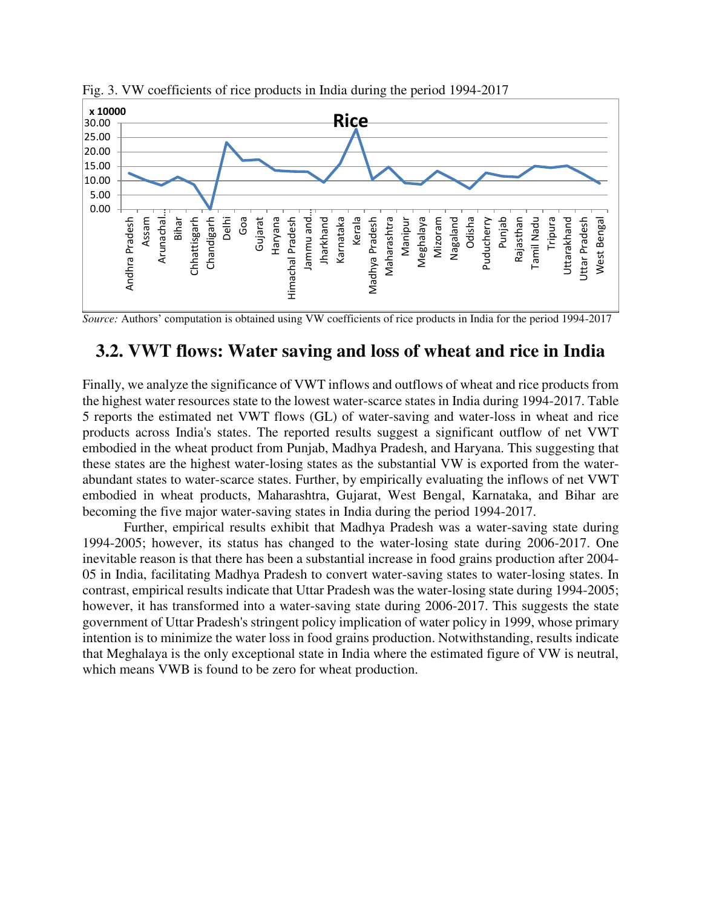Fig. 3. VW coefficients of rice products in India during the period 1994-2017

*Source:* Authors' computation is obtained using VW coefficients of rice products in India for the period 1994-2017

## 3.2. VWT flows: Water saving and loss of wheat and rice in India

Finally, we analyze the significance of VWT inflows and outflows of wheat and rice products from the highest water resources state to the lowest water-scarce states in India during 1994-2017. Table 5 reports the estimated net VWT flows (GL) of water-saving and water-loss in wheat and rice products across India's states. The reported results suggest a significant outflow of net VWT embodied in the wheat product from Punjab, Madhya Pradesh, and Haryana. This suggesting that these states are the highest water-losing states as the substantial VW is exported from the water-abundant states to water-scarce states. Further, by empirically evaluating the inflows of net VWT embodied in wheat products, Maharashtra, Gujarat, West Bengal, Karnataka, and Bihar are becoming the five major water-saving states in India during the period 1994-2017.

Further, empirical results exhibit that Madhya Pradesh was a water-saving state during 1994-2005; however, its status has changed to the water-losing state during 2006-2017. One inevitable reason is that there has been a substantial increase in food grains production after 2004-05 in India, facilitating Madhya Pradesh to convert water-saving states to water-losing states. In contrast, empirical results indicate that Uttar Pradesh was the water-losing state during 1994-2005; however, it has transformed into a water-saving state during 2006-2017. This suggests the state government of Uttar Pradesh's stringent policy implication of water policy in 1999, whose primary intention is to minimize the water loss in food grains production. Notwithstanding, results indicate that Meghalaya is the only exceptional state in India where the estimated figure of VW is neutral, which means VWB is found to be zero for wheat production.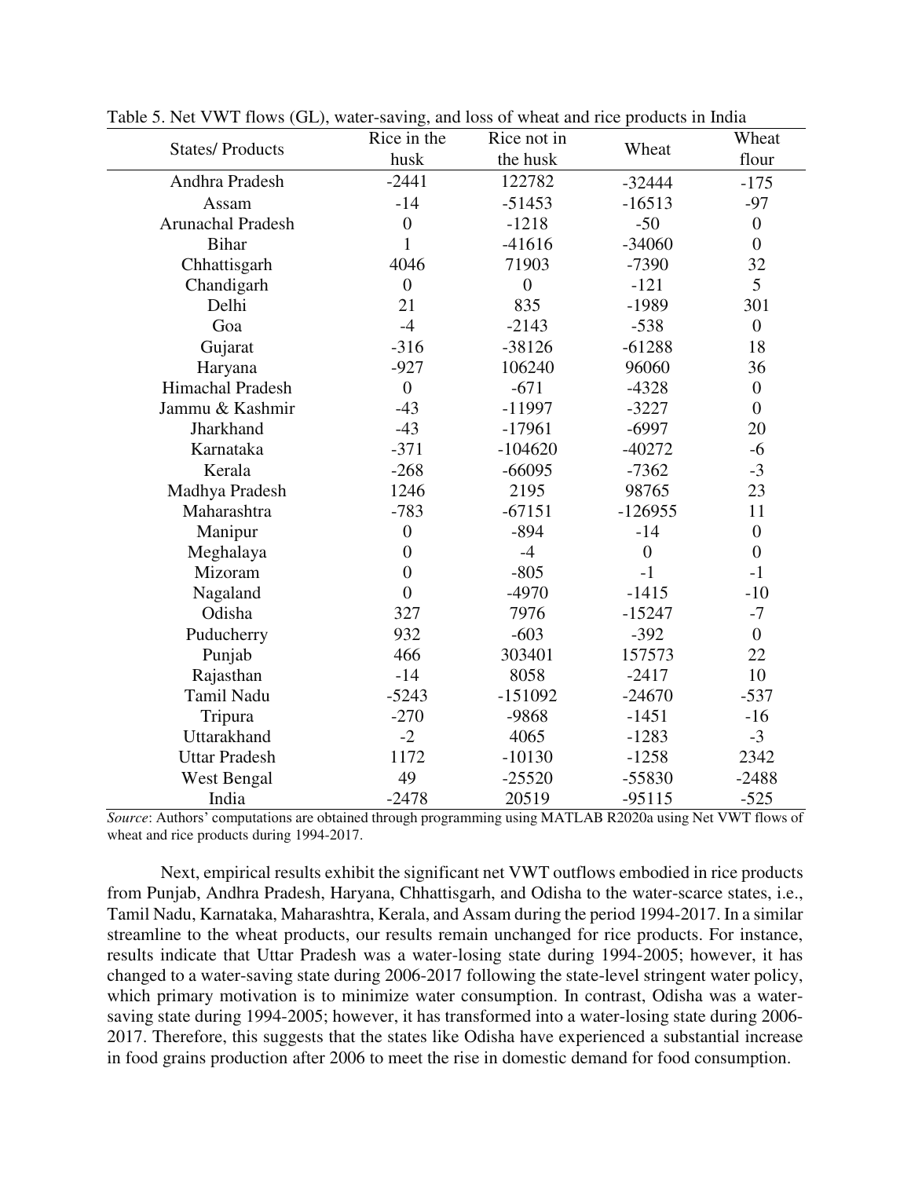Table 5. Net VWT flows (GL), water-saving, and loss of wheat and rice products in India

| States/ Products | Rice in the husk | Rice not in the husk | Wheat | Wheat flour |
|---|---|---|---|---|
| Andhra Pradesh | -2441 | 122782 | -32444 | -175 |
| Assam | -14 | -51453 | -16513 | -97 |
| Arunachal Pradesh | 0 | -1218 | -50 | 0 |
| Bihar | 1 | -41616 | -34060 | 0 |
| Chhattisgarh | 4046 | 71903 | -7390 | 32 |
| Chandigarh | 0 | 0 | -121 | 5 |
| Delhi | 21 | 835 | -1989 | 301 |
| Goa | -4 | -2143 | -538 | 0 |
| Gujarat | -316 | -38126 | -61288 | 18 |
| Haryana | -927 | 106240 | 96060 | 36 |
| Himachal Pradesh | 0 | -671 | -4328 | 0 |
| Jammu & Kashmir | -43 | -11997 | -3227 | 0 |
| Jharkhand | -43 | -17961 | -6997 | 20 |
| Karnataka | -371 | -104620 | -40272 | -6 |
| Kerala | -268 | -66095 | -7362 | -3 |
| Madhya Pradesh | 1246 | 2195 | 98765 | 23 |
| Maharashtra | -783 | -67151 | -126955 | 11 |
| Manipur | 0 | -894 | -14 | 0 |
| Meghalaya | 0 | -4 | 0 | 0 |
| Mizoram | 0 | -805 | -1 | -1 |
| Nagaland | 0 | -4970 | -1415 | -10 |
| Odisha | 327 | 7976 | -15247 | -7 |
| Puducherry | 932 | -603 | -392 | 0 |
| Punjab | 466 | 303401 | 157573 | 22 |
| Rajasthan | -14 | 8058 | -2417 | 10 |
| Tamil Nadu | -5243 | -151092 | -24670 | -537 |
| Tripura | -270 | -9868 | -1451 | -16 |
| Uttarakhand | -2 | 4065 | -1283 | -3 |
| Uttar Pradesh | 1172 | -10130 | -1258 | 2342 |
| West Bengal | 49 | -25520 | -55830 | -2488 |
| India | -2478 | 20519 | -95115 | -525 |

*Source*: Authors' computations are obtained through programming using MATLAB R2020a using Net VWT flows of wheat and rice products during 1994-2017.

Next, empirical results exhibit the significant net VWT outflows embodied in rice products from Punjab, Andhra Pradesh, Haryana, Chhattisgarh, and Odisha to the water-scarce states, i.e., Tamil Nadu, Karnataka, Maharashtra, Kerala, and Assam during the period 1994-2017. In a similar streamline to the wheat products, our results remain unchanged for rice products. For instance, results indicate that Uttar Pradesh was a water-losing state during 1994-2005; however, it has changed to a water-saving state during 2006-2017 following the state-level stringent water policy, which primary motivation is to minimize water consumption. In contrast, Odisha was a water-saving state during 1994-2005; however, it has transformed into a water-losing state during 2006-2017. Therefore, this suggests that the states like Odisha have experienced a substantial increase in food grains production after 2006 to meet the rise in domestic demand for food consumption.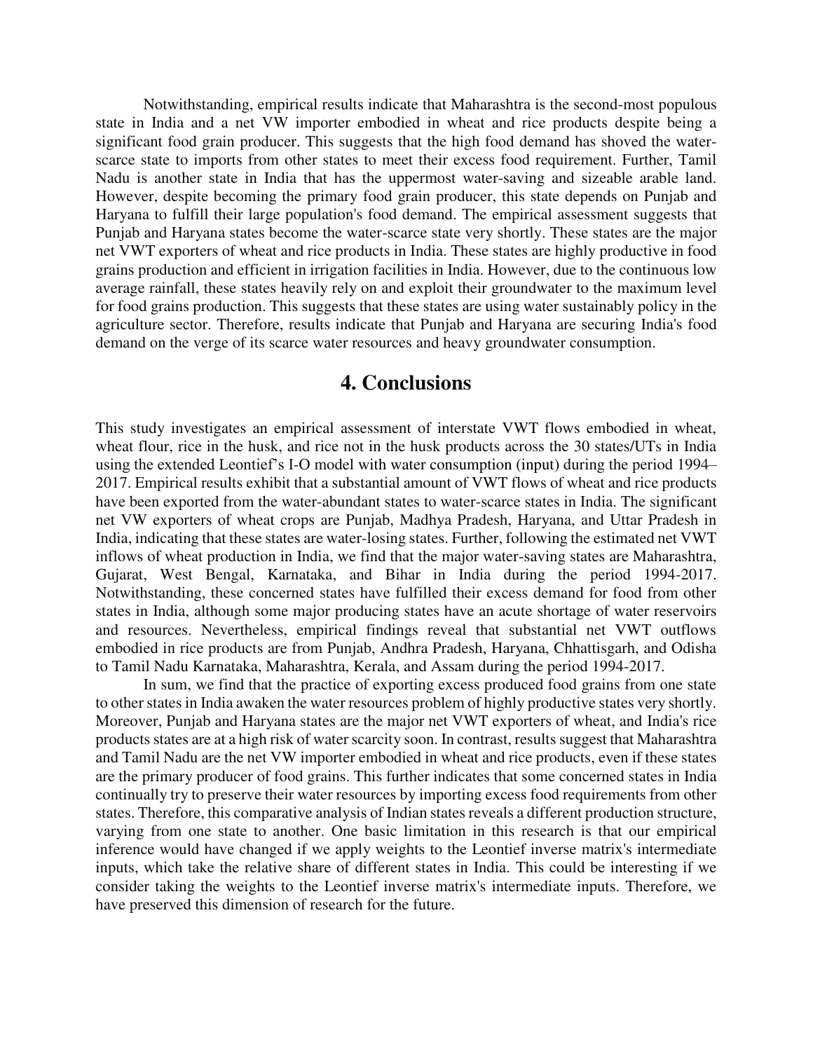Notwithstanding, empirical results indicate that Maharashtra is the second-most populous state in India and a net VW importer embodied in wheat and rice products despite being a significant food grain producer. This suggests that the high food demand has shoved the water-scarce state to imports from other states to meet their excess food requirement. Further, Tamil Nadu is another state in India that has the uppermost water-saving and sizeable arable land. However, despite becoming the primary food grain producer, this state depends on Punjab and Haryana to fulfill their large population's food demand. The empirical assessment suggests that Punjab and Haryana states become the water-scarce state very shortly. These states are the major net VWT exporters of wheat and rice products in India. These states are highly productive in food grains production and efficient in irrigation facilities in India. However, due to the continuous low average rainfall, these states heavily rely on and exploit their groundwater to the maximum level for food grains production. This suggests that these states are using water sustainably policy in the agriculture sector. Therefore, results indicate that Punjab and Haryana are securing India's food demand on the verge of its scarce water resources and heavy groundwater consumption.

## 4. Conclusions

This study investigates an empirical assessment of interstate VWT flows embodied in wheat, wheat flour, rice in the husk, and rice not in the husk products across the 30 states/UTs in India using the extended Leontief's I-O model with water consumption (input) during the period 1994–2017. Empirical results exhibit that a substantial amount of VWT flows of wheat and rice products have been exported from the water-abundant states to water-scarce states in India. The significant net VW exporters of wheat crops are Punjab, Madhya Pradesh, Haryana, and Uttar Pradesh in India, indicating that these states are water-losing states. Further, following the estimated net VWT inflows of wheat production in India, we find that the major water-saving states are Maharashtra, Gujarat, West Bengal, Karnataka, and Bihar in India during the period 1994-2017. Notwithstanding, these concerned states have fulfilled their excess demand for food from other states in India, although some major producing states have an acute shortage of water reservoirs and resources. Nevertheless, empirical findings reveal that substantial net VWT outflows embodied in rice products are from Punjab, Andhra Pradesh, Haryana, Chhattisgarh, and Odisha to Tamil Nadu Karnataka, Maharashtra, Kerala, and Assam during the period 1994-2017.

In sum, we find that the practice of exporting excess produced food grains from one state to other states in India awaken the water resources problem of highly productive states very shortly. Moreover, Punjab and Haryana states are the major net VWT exporters of wheat, and India's rice products states are at a high risk of water scarcity soon. In contrast, results suggest that Maharashtra and Tamil Nadu are the net VW importer embodied in wheat and rice products, even if these states are the primary producer of food grains. This further indicates that some concerned states in India continually try to preserve their water resources by importing excess food requirements from other states. Therefore, this comparative analysis of Indian states reveals a different production structure, varying from one state to another. One basic limitation in this research is that our empirical inference would have changed if we apply weights to the Leontief inverse matrix's intermediate inputs, which take the relative share of different states in India. This could be interesting if we consider taking the weights to the Leontief inverse matrix's intermediate inputs. Therefore, we have preserved this dimension of research for the future.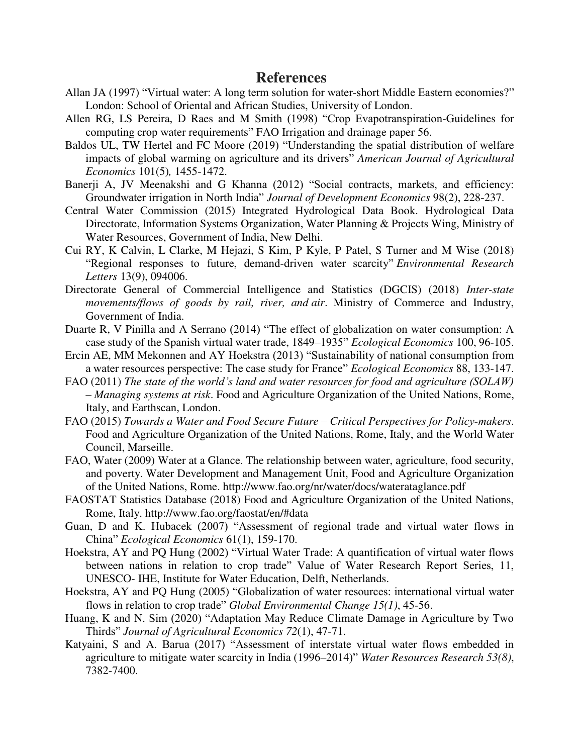# References

Allan JA (1997) "Virtual water: A long term solution for water-short Middle Eastern economies?" London: School of Oriental and African Studies, University of London.

Allen RG, LS Pereira, D Raes and M Smith (1998) "Crop Evapotranspiration-Guidelines for computing crop water requirements" FAO Irrigation and drainage paper 56.

Baldos UL, TW Hertel and FC Moore (2019) "Understanding the spatial distribution of welfare impacts of global warming on agriculture and its drivers" *American Journal of Agricultural Economics* 101(5)*,* 1455-1472.

Banerji A, JV Meenakshi and G Khanna (2012) "Social contracts, markets, and efficiency: Groundwater irrigation in North India" *Journal of Development Economics* 98(2), 228-237.

Central Water Commission (2015) Integrated Hydrological Data Book. Hydrological Data Directorate, Information Systems Organization, Water Planning & Projects Wing, Ministry of Water Resources, Government of India, New Delhi.

Cui RY, K Calvin, L Clarke, M Hejazi, S Kim, P Kyle, P Patel, S Turner and M Wise (2018) "Regional responses to future, demand-driven water scarcity" *Environmental Research Letters* 13(9), 094006.

Directorate General of Commercial Intelligence and Statistics (DGCIS) (2018) *Inter-state movements/flows of goods by rail, river, and air*. Ministry of Commerce and Industry, Government of India.

Duarte R, V Pinilla and A Serrano (2014) "The effect of globalization on water consumption: A case study of the Spanish virtual water trade, 1849–1935" *Ecological Economics* 100, 96-105.

Ercin AE, MM Mekonnen and AY Hoekstra (2013) "Sustainability of national consumption from a water resources perspective: The case study for France" *Ecological Economics* 88, 133-147.

FAO (2011) *The state of the world's land and water resources for food and agriculture (SOLAW) – Managing systems at risk*. Food and Agriculture Organization of the United Nations, Rome, Italy, and Earthscan, London.

FAO (2015) *Towards a Water and Food Secure Future – Critical Perspectives for Policy-makers*. Food and Agriculture Organization of the United Nations, Rome, Italy, and the World Water Council, Marseille.

FAO, Water (2009) Water at a Glance. The relationship between water, agriculture, food security, and poverty. Water Development and Management Unit, Food and Agriculture Organization of the United Nations, Rome. http://www.fao.org/nr/water/docs/waterataglance.pdf

FAOSTAT Statistics Database (2018) Food and Agriculture Organization of the United Nations, Rome, Italy. http://www.fao.org/faostat/en/#data

Guan, D and K. Hubacek (2007) "Assessment of regional trade and virtual water flows in China" *Ecological Economics* 61(1), 159-170.

Hoekstra, AY and PQ Hung (2002) "Virtual Water Trade: A quantification of virtual water flows between nations in relation to crop trade" Value of Water Research Report Series, 11, UNESCO- IHE, Institute for Water Education, Delft, Netherlands.

Hoekstra, AY and PQ Hung (2005) "Globalization of water resources: international virtual water flows in relation to crop trade" *Global Environmental Change 15(1)*, 45-56.

Huang, K and N. Sim (2020) "Adaptation May Reduce Climate Damage in Agriculture by Two Thirds" *Journal of Agricultural Economics 72*(1), 47-71.

Katyaini, S and A. Barua (2017) "Assessment of interstate virtual water flows embedded in agriculture to mitigate water scarcity in India (1996–2014)" *Water Resources Research 53(8)*, 7382-7400.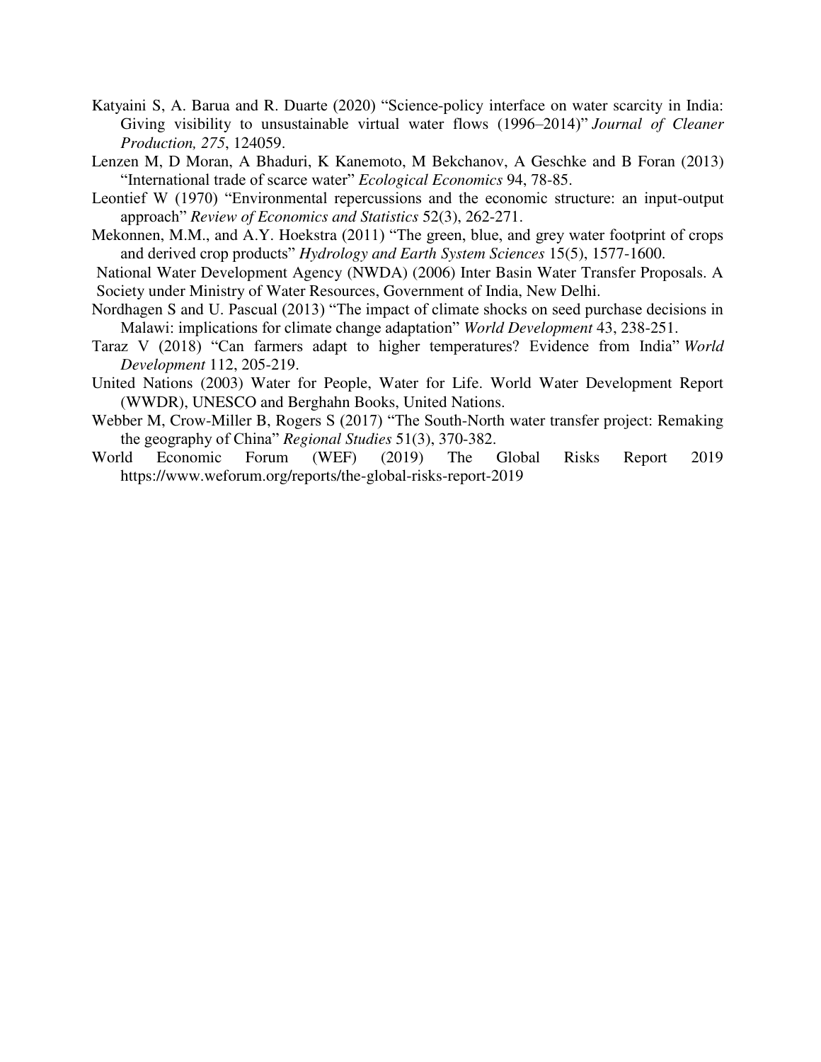Katyaini S, A. Barua and R. Duarte (2020) “Science-policy interface on water scarcity in India: Giving visibility to unsustainable virtual water flows (1996–2014)” *Journal of Cleaner Production, 275*, 124059.

Lenzen M, D Moran, A Bhaduri, K Kanemoto, M Bekchanov, A Geschke and B Foran (2013) “International trade of scarce water” *Ecological Economics* 94, 78-85.

Leontief W (1970) “Environmental repercussions and the economic structure: an input-output approach” *Review of Economics and Statistics* 52(3), 262-271.

Mekonnen, M.M., and A.Y. Hoekstra (2011) “The green, blue, and grey water footprint of crops and derived crop products” *Hydrology and Earth System Sciences* 15(5), 1577-1600.

National Water Development Agency (NWDA) (2006) Inter Basin Water Transfer Proposals. A Society under Ministry of Water Resources, Government of India, New Delhi.

Nordhagen S and U. Pascual (2013) “The impact of climate shocks on seed purchase decisions in Malawi: implications for climate change adaptation” *World Development* 43, 238-251.

Taraz V (2018) “Can farmers adapt to higher temperatures? Evidence from India” *World Development* 112, 205-219.

United Nations (2003) Water for People, Water for Life. World Water Development Report (WWDR), UNESCO and Berghahn Books, United Nations.

Webber M, Crow-Miller B, Rogers S (2017) “The South-North water transfer project: Remaking the geography of China” *Regional Studies* 51(3), 370-382.

World Economic Forum (WEF) (2019) The Global Risks Report 2019 https://www.weforum.org/reports/the-global-risks-report-2019